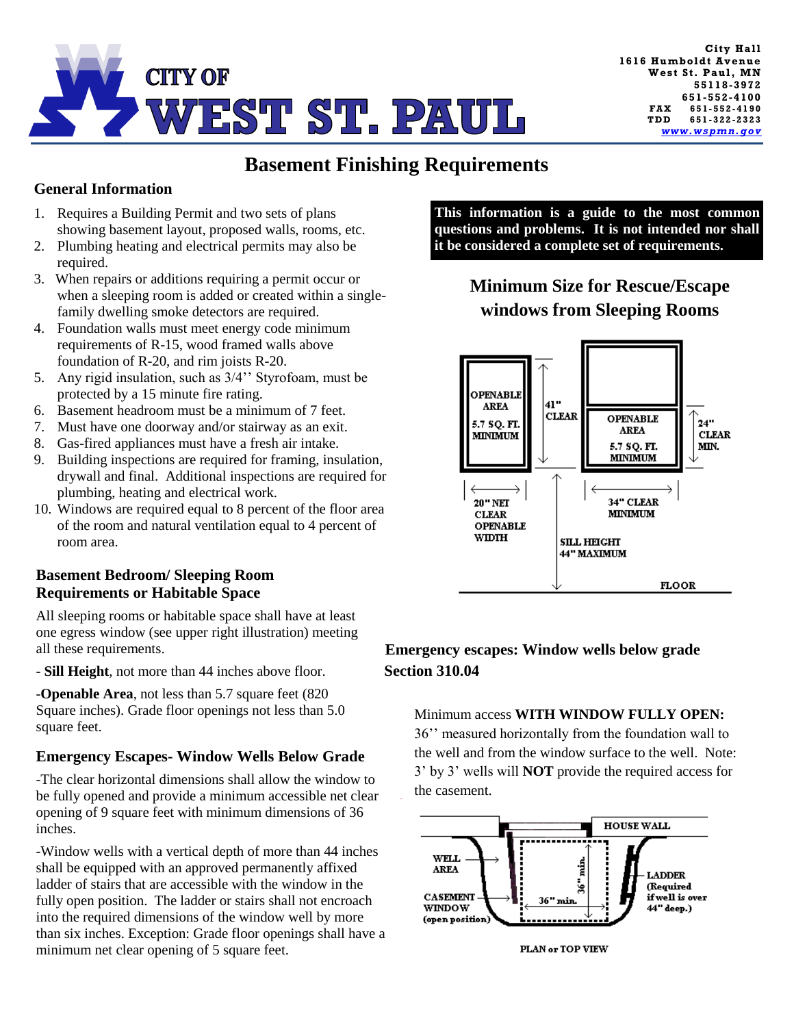CITY OF WEST ST. PAUL

City Hall
1616 Humboldt Avenue
West St. Paul, MN
55118-3972
651-552-4100
FAX 651-552-4190
TDD 651-322-2323
www.wspmn.gov

# Basement Finishing Requirements

## General Information

1. Requires a Building Permit and two sets of plans showing basement layout, proposed walls, rooms, etc.
2. Plumbing heating and electrical permits may also be required.
3. When repairs or additions requiring a permit occur or when a sleeping room is added or created within a single-family dwelling smoke detectors are required.
4. Foundation walls must meet energy code minimum requirements of R-15, wood framed walls above foundation of R-20, and rim joists R-20.
5. Any rigid insulation, such as 3/4'' Styrofoam, must be protected by a 15 minute fire rating.
6. Basement headroom must be a minimum of 7 feet.
7. Must have one doorway and/or stairway as an exit.
8. Gas-fired appliances must have a fresh air intake.
9. Building inspections are required for framing, insulation, drywall and final. Additional inspections are required for plumbing, heating and electrical work.
10. Windows are required equal to 8 percent of the floor area of the room and natural ventilation equal to 4 percent of room area.

## Basement Bedroom/ Sleeping Room Requirements or Habitable Space

All sleeping rooms or habitable space shall have at least one egress window (see upper right illustration) meeting all these requirements.

- **Sill Height**, not more than 44 inches above floor.

-**Openable Area**, not less than 5.7 square feet (820 Square inches). Grade floor openings not less than 5.0 square feet.

## Emergency Escapes- Window Wells Below Grade

-The clear horizontal dimensions shall allow the window to be fully opened and provide a minimum accessible net clear opening of 9 square feet with minimum dimensions of 36 inches.

-Window wells with a vertical depth of more than 44 inches shall be equipped with an approved permanently affixed ladder of stairs that are accessible with the window in the fully open position. The ladder or stairs shall not encroach into the required dimensions of the window well by more than six inches. Exception: Grade floor openings shall have a minimum net clear opening of 5 square feet.

**This information is a guide to the most common questions and problems. It is not intended nor shall it be considered a complete set of requirements.**

## Minimum Size for Rescue/Escape windows from Sleeping Rooms

OPENABLE AREA 5.7 SQ. FT. MINIMUM — 41" CLEAR — 20" NET CLEAR OPENABLE WIDTH

OPENABLE AREA 5.7 SQ. FT. MINIMUM — 24" CLEAR MIN. — 34" CLEAR MINIMUM

SILL HEIGHT 44" MAXIMUM — FLOOR

## Emergency escapes: Window wells below grade Section 310.04

Minimum access **WITH WINDOW FULLY OPEN:** 36'' measured horizontally from the foundation wall to the well and from the window surface to the well. Note: 3' by 3' wells will **NOT** provide the required access for the casement.

HOUSE WALL — WELL AREA — CASEMENT WINDOW (open position) — 36" min. — 36" min. — LADDER (Required if well is over 44" deep.)

PLAN or TOP VIEW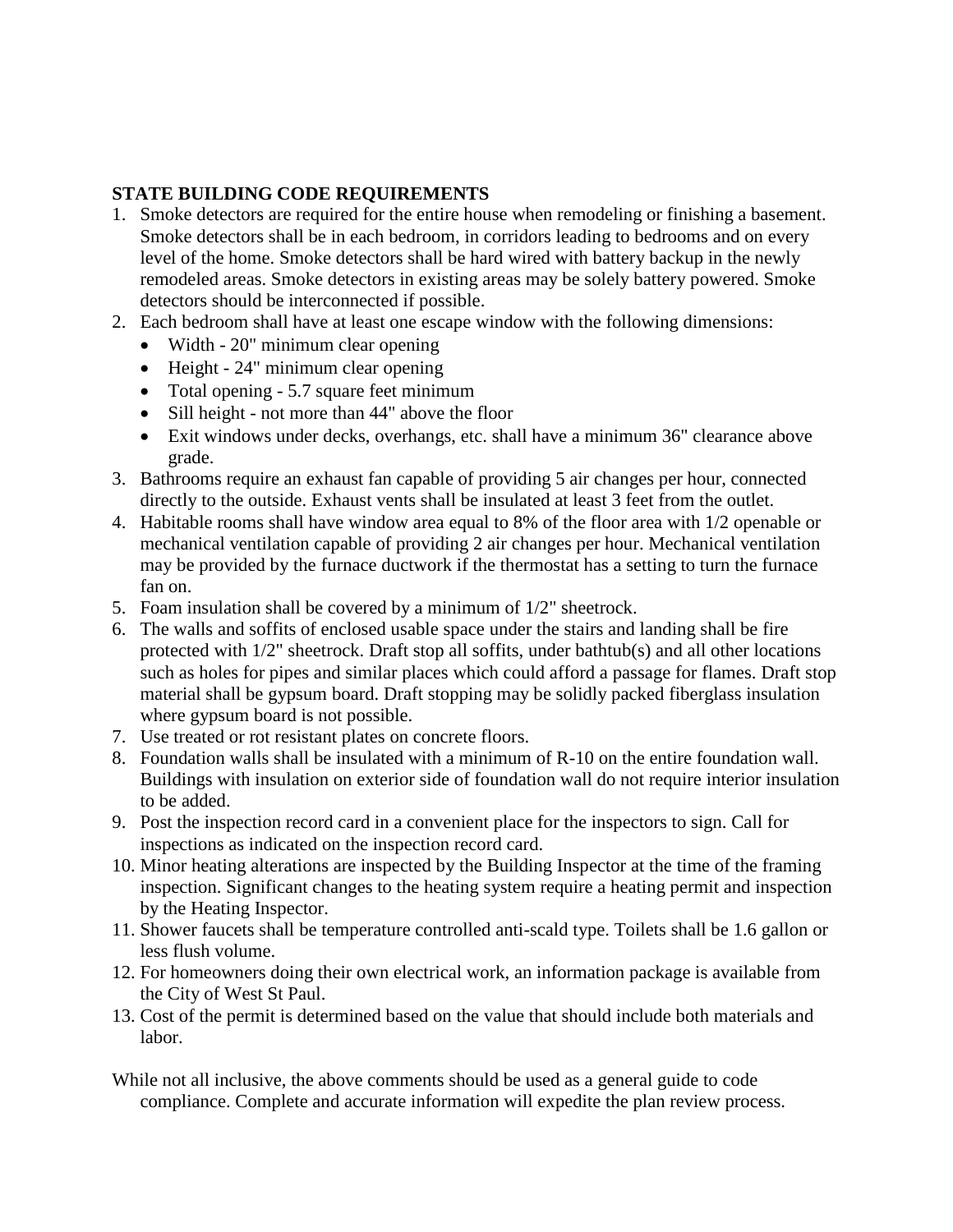**STATE BUILDING CODE REQUIREMENTS**

1. Smoke detectors are required for the entire house when remodeling or finishing a basement. Smoke detectors shall be in each bedroom, in corridors leading to bedrooms and on every level of the home. Smoke detectors shall be hard wired with battery backup in the newly remodeled areas. Smoke detectors in existing areas may be solely battery powered. Smoke detectors should be interconnected if possible.
2. Each bedroom shall have at least one escape window with the following dimensions:
   - Width - 20" minimum clear opening
   - Height - 24" minimum clear opening
   - Total opening - 5.7 square feet minimum
   - Sill height - not more than 44" above the floor
   - Exit windows under decks, overhangs, etc. shall have a minimum 36" clearance above grade.
3. Bathrooms require an exhaust fan capable of providing 5 air changes per hour, connected directly to the outside. Exhaust vents shall be insulated at least 3 feet from the outlet.
4. Habitable rooms shall have window area equal to 8% of the floor area with 1/2 openable or mechanical ventilation capable of providing 2 air changes per hour. Mechanical ventilation may be provided by the furnace ductwork if the thermostat has a setting to turn the furnace fan on.
5. Foam insulation shall be covered by a minimum of 1/2" sheetrock.
6. The walls and soffits of enclosed usable space under the stairs and landing shall be fire protected with 1/2" sheetrock. Draft stop all soffits, under bathtub(s) and all other locations such as holes for pipes and similar places which could afford a passage for flames. Draft stop material shall be gypsum board. Draft stopping may be solidly packed fiberglass insulation where gypsum board is not possible.
7. Use treated or rot resistant plates on concrete floors.
8. Foundation walls shall be insulated with a minimum of R-10 on the entire foundation wall. Buildings with insulation on exterior side of foundation wall do not require interior insulation to be added.
9. Post the inspection record card in a convenient place for the inspectors to sign. Call for inspections as indicated on the inspection record card.
10. Minor heating alterations are inspected by the Building Inspector at the time of the framing inspection. Significant changes to the heating system require a heating permit and inspection by the Heating Inspector.
11. Shower faucets shall be temperature controlled anti-scald type. Toilets shall be 1.6 gallon or less flush volume.
12. For homeowners doing their own electrical work, an information package is available from the City of West St Paul.
13. Cost of the permit is determined based on the value that should include both materials and labor.

While not all inclusive, the above comments should be used as a general guide to code compliance. Complete and accurate information will expedite the plan review process.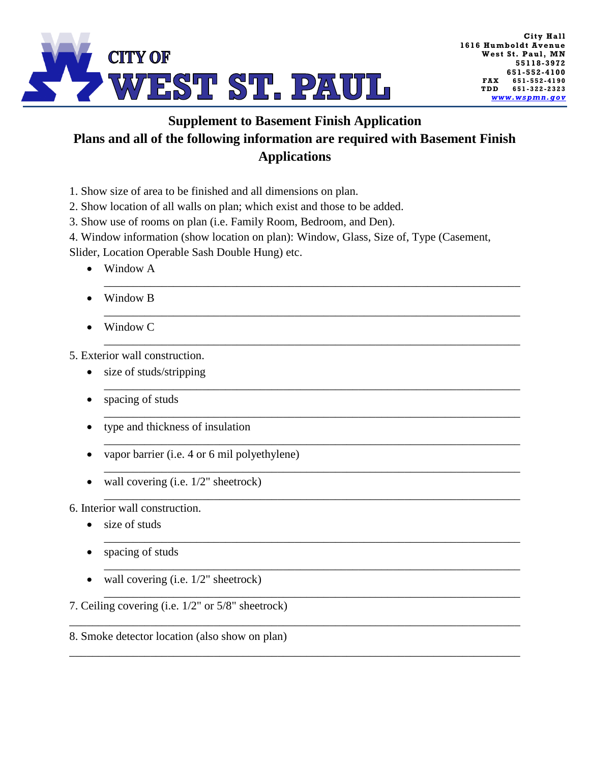# CITY OF WEST ST. PAUL

City Hall
1616 Humboldt Avenue
West St. Paul, MN
55118-3972
651-552-4100
FAX 651-552-4190
TDD 651-322-2323
www.wspmn.gov

## Supplement to Basement Finish Application

## Plans and all of the following information are required with Basement Finish Applications

1. Show size of area to be finished and all dimensions on plan.
2. Show location of all walls on plan; which exist and those to be added.
3. Show use of rooms on plan (i.e. Family Room, Bedroom, and Den).
4. Window information (show location on plan): Window, Glass, Size of, Type (Casement, Slider, Location Operable Sash Double Hung) etc.
   - Window A
     ____________________________________________________________
   - Window B
     ____________________________________________________________
   - Window C
     ____________________________________________________________
5. Exterior wall construction.
   - size of studs/stripping
     ____________________________________________________________
   - spacing of studs
     ____________________________________________________________
   - type and thickness of insulation
     ____________________________________________________________
   - vapor barrier (i.e. 4 or 6 mil polyethylene)
     ____________________________________________________________
   - wall covering (i.e. 1/2" sheetrock)
     ____________________________________________________________
6. Interior wall construction.
   - size of studs
     ____________________________________________________________
   - spacing of studs
     ____________________________________________________________
   - wall covering (i.e. 1/2" sheetrock)
     ____________________________________________________________
7. Ceiling covering (i.e. 1/2" or 5/8" sheetrock)

   ____________________________________________________________
8. Smoke detector location (also show on plan)

   ____________________________________________________________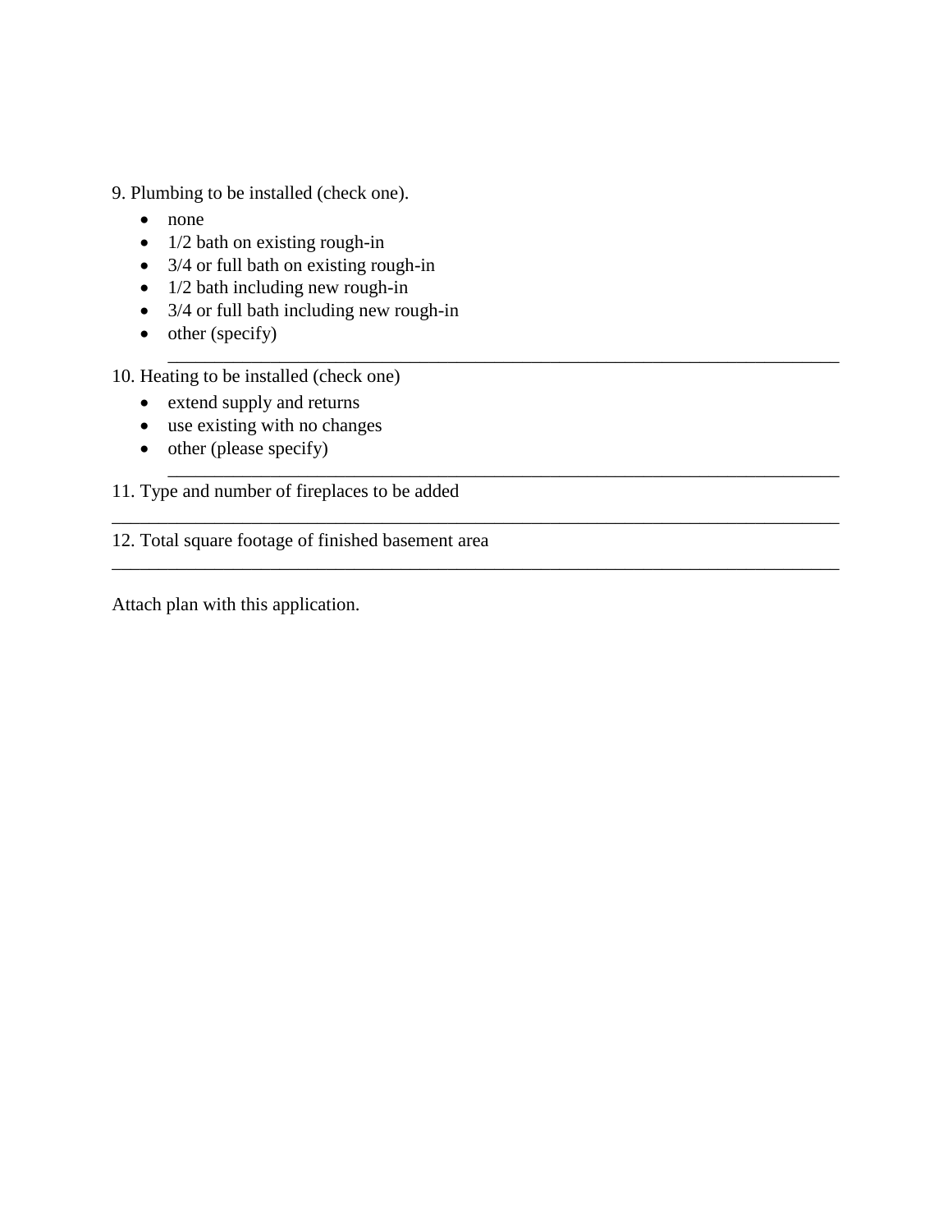9. Plumbing to be installed (check one).

- none
- 1/2 bath on existing rough-in
- 3/4 or full bath on existing rough-in
- 1/2 bath including new rough-in
- 3/4 or full bath including new rough-in
- other (specify)
  ______________________________________________________________________________

10. Heating to be installed (check one)

- extend supply and returns
- use existing with no changes
- other (please specify)
  ______________________________________________________________________________

11. Type and number of fireplaces to be added

______________________________________________________________________________

12. Total square footage of finished basement area

______________________________________________________________________________

Attach plan with this application.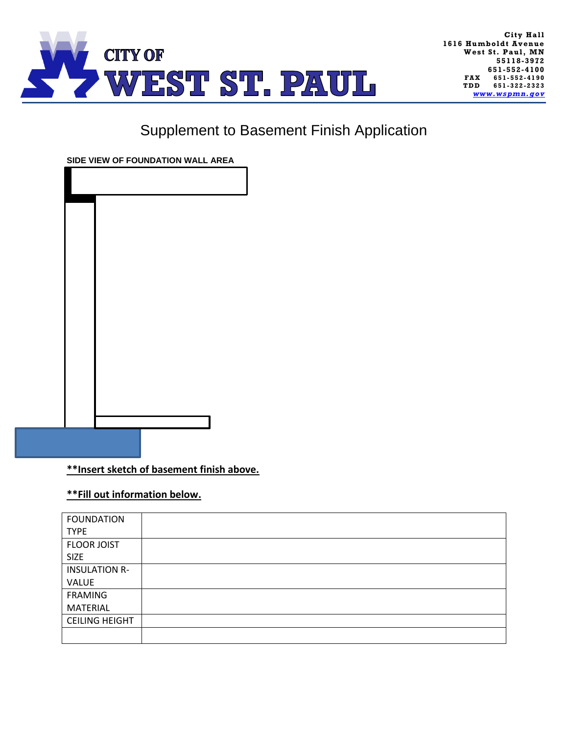CITY OF
# WEST ST. PAUL

City Hall
1616 Humboldt Avenue
West St. Paul, MN
55118-3972
651-552-4100
FAX 651-552-4190
TDD 651-322-2323
www.wspmn.gov

## Supplement to Basement Finish Application

**SIDE VIEW OF FOUNDATION WALL AREA**

**__**Insert sketch of basement finish above.__**

**__**Fill out information below.__**

| | |
|---|---|
| FOUNDATION TYPE | |
| FLOOR JOIST SIZE | |
| INSULATION R-VALUE | |
| FRAMING MATERIAL | |
| CEILING HEIGHT | |
| | |